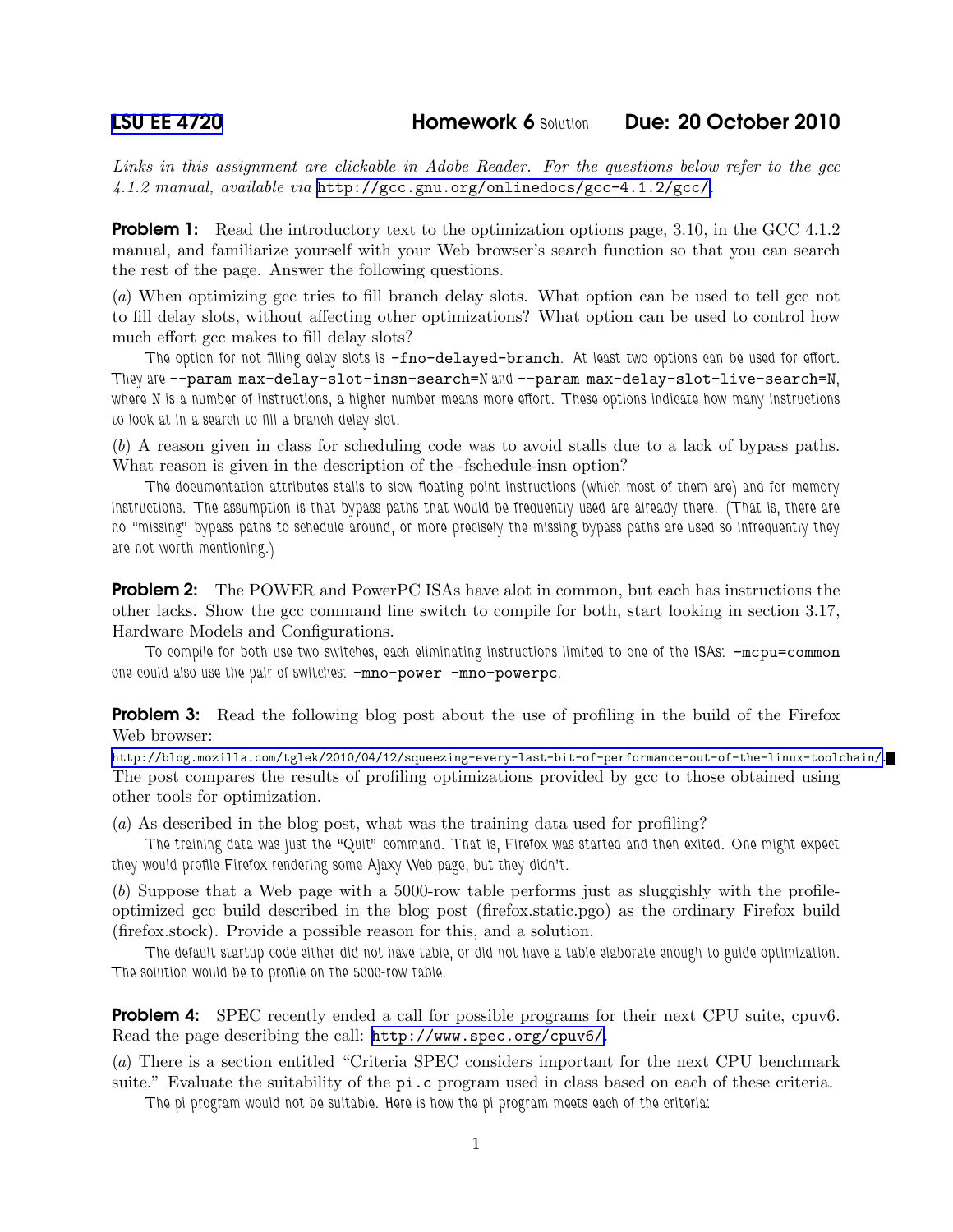# LSU EE 4720 Homework 6 Solution Due: 20 October 2010

*Links in this assignment are clickable in Adobe Reader. For the questions below refer to the gcc 4.1.2 manual, available via* http://gcc.gnu.org/onlinedocs/gcc-4.1.2/gcc/.

**Problem 1:** Read the introductory text to the optimization options page, 3.10, in the GCC 4.1.2 manual, and familiarize yourself with your Web browser's search function so that you can search the rest of the page. Answer the following questions.

(*a*) When optimizing gcc tries to fill branch delay slots. What option can be used to tell gcc not to fill delay slots, without affecting other optimizations? What option can be used to control how much effort gcc makes to fill delay slots?

The option for not filling delay slots is `-fno-delayed-branch`. At least two options can be used for effort. They are `--param max-delay-slot-insn-search=N` and `--param max-delay-slot-live-search=N`, where N is a number of instructions, a higher number means more effort. These options indicate how many instructions to look at in a search to fill a branch delay slot.

(*b*) A reason given in class for scheduling code was to avoid stalls due to a lack of bypass paths. What reason is given in the description of the -fschedule-insn option?

The documentation attributes stalls to slow floating point instructions (which most of them are) and for memory instructions. The assumption is that bypass paths that would be frequently used are already there. (That is, there are no "missing" bypass paths to schedule around, or more precisely the missing bypass paths are used so infrequently they are not worth mentioning.)

**Problem 2:** The POWER and PowerPC ISAs have alot in common, but each has instructions the other lacks. Show the gcc command line switch to compile for both, start looking in section 3.17, Hardware Models and Configurations.

To compile for both use two switches, each eliminating instructions limited to one of the ISAs: `-mcpu=common` one could also use the pair of switches: `-mno-power -mno-powerpc`.

**Problem 3:** Read the following blog post about the use of profiling in the build of the Firefox Web browser:

http://blog.mozilla.com/tglek/2010/04/12/squeezing-every-last-bit-of-performance-out-of-the-linux-toolchain/.

The post compares the results of profiling optimizations provided by gcc to those obtained using other tools for optimization.

(*a*) As described in the blog post, what was the training data used for profiling?

The training data was just the "Quit" command. That is, Firefox was started and then exited. One might expect they would profile Firefox rendering some Ajaxy Web page, but they didn't.

(*b*) Suppose that a Web page with a 5000-row table performs just as sluggishly with the profile-optimized gcc build described in the blog post (firefox.static.pgo) as the ordinary Firefox build (firefox.stock). Provide a possible reason for this, and a solution.

The default startup code either did not have table, or did not have a table elaborate enough to guide optimization. The solution would be to profile on the 5000-row table.

**Problem 4:** SPEC recently ended a call for possible programs for their next CPU suite, cpuv6. Read the page describing the call: http://www.spec.org/cpuv6/.

(*a*) There is a section entitled "Criteria SPEC considers important for the next CPU benchmark suite." Evaluate the suitability of the `pi.c` program used in class based on each of these criteria.

The pi program would not be suitable. Here is how the pi program meets each of the criteria: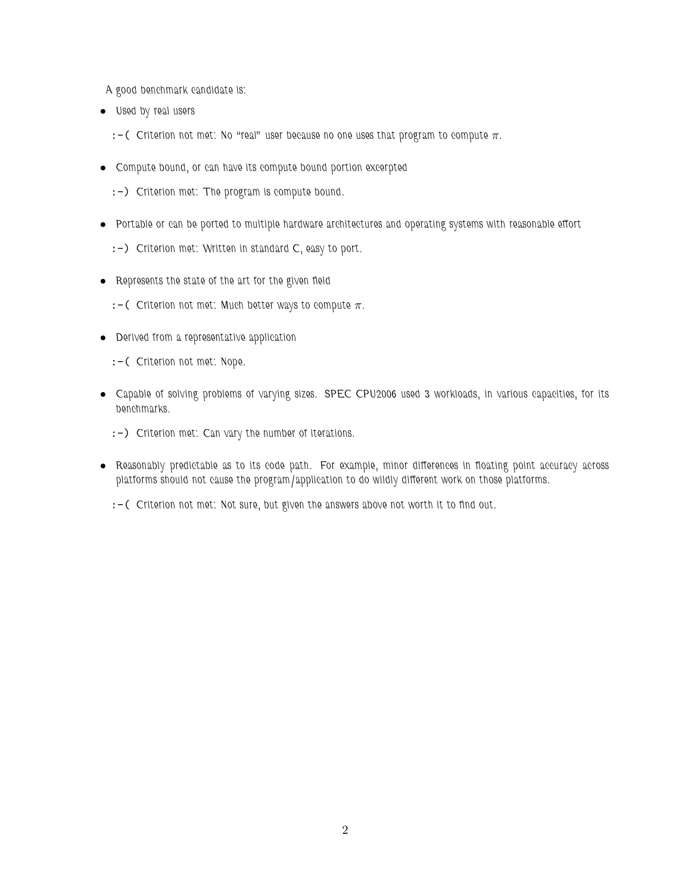A good benchmark candidate is:

- Used by real users

  :-( Criterion not met: No "real" user because no one uses that program to compute $\pi$.

- Compute bound, or can have its compute bound portion excerpted

  :-) Criterion met: The program is compute bound.

- Portable or can be ported to multiple hardware architectures and operating systems with reasonable effort

  :-) Criterion met: Written in standard C, easy to port.

- Represents the state of the art for the given field

  :-( Criterion not met: Much better ways to compute $\pi$.

- Derived from a representative application

  :-( Criterion not met: Nope.

- Capable of solving problems of varying sizes. SPEC CPU2006 used 3 workloads, in various capacities, for its benchmarks.

  :-) Criterion met: Can vary the number of iterations.

- Reasonably predictable as to its code path. For example, minor differences in floating point accuracy across platforms should not cause the program/application to do wildly different work on those platforms.

  :-( Criterion not met: Not sure, but given the answers above not worth it to find out.